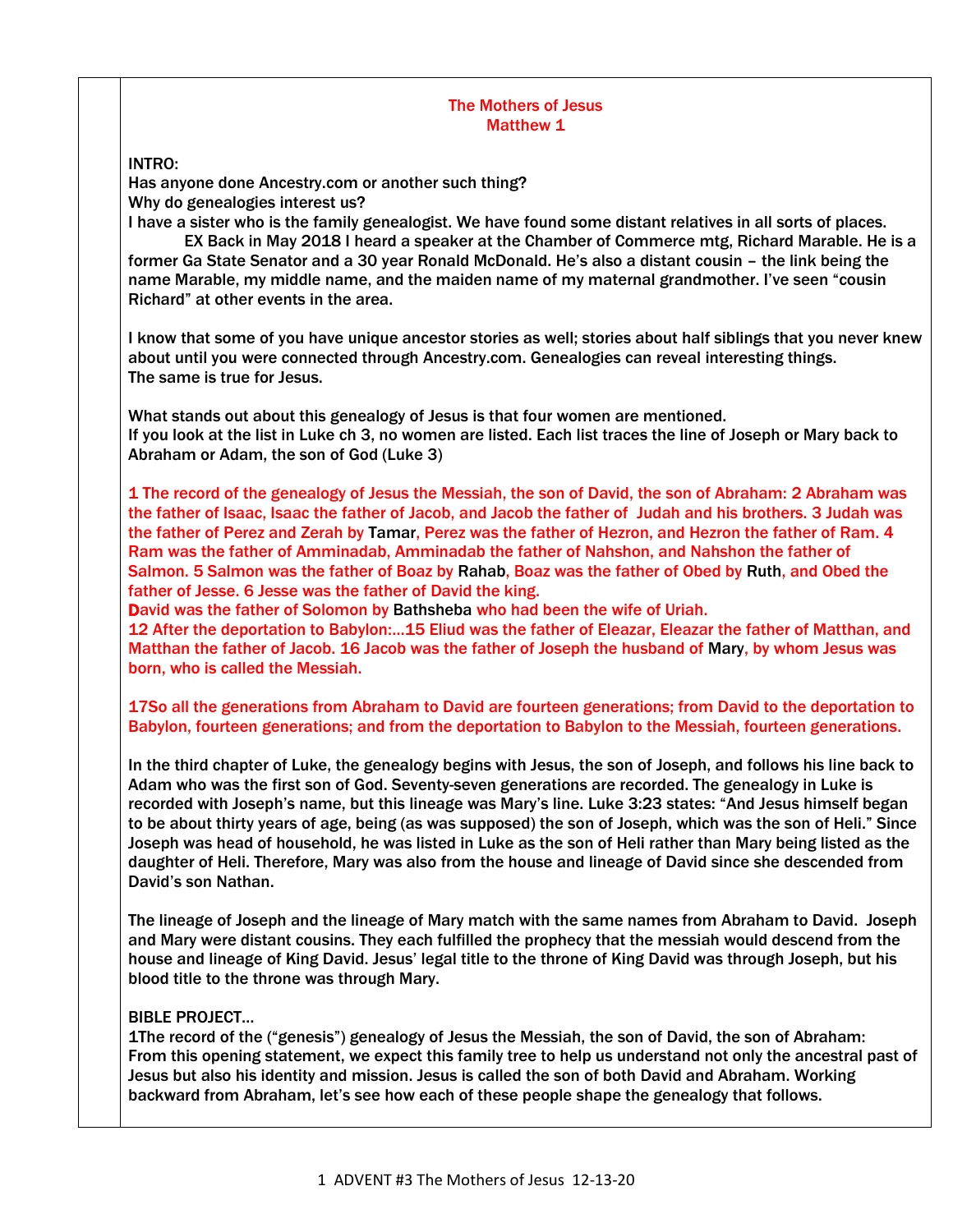# The Mothers of Jesus
## Matthew 1

INTRO:
Has anyone done Ancestry.com or another such thing?
Why do genealogies interest us?
I have a sister who is the family genealogist. We have found some distant relatives in all sorts of places.
EX Back in May 2018 I heard a speaker at the Chamber of Commerce mtg, Richard Marable. He is a former Ga State Senator and a 30 year Ronald McDonald. He's also a distant cousin – the link being the name Marable, my middle name, and the maiden name of my maternal grandmother. I've seen "cousin Richard" at other events in the area.

I know that some of you have unique ancestor stories as well; stories about half siblings that you never knew about until you were connected through Ancestry.com. Genealogies can reveal interesting things.
The same is true for Jesus.

What stands out about this genealogy of Jesus is that four women are mentioned.
If you look at the list in Luke ch 3, no women are listed. Each list traces the line of Joseph or Mary back to Abraham or Adam, the son of God (Luke 3)

1 The record of the genealogy of Jesus the Messiah, the son of David, the son of Abraham: 2 Abraham was the father of Isaac, Isaac the father of Jacob, and Jacob the father of Judah and his brothers. 3 Judah was the father of Perez and Zerah by Tamar, Perez was the father of Hezron, and Hezron the father of Ram. 4 Ram was the father of Amminadab, Amminadab the father of Nahshon, and Nahshon the father of Salmon. 5 Salmon was the father of Boaz by Rahab, Boaz was the father of Obed by Ruth, and Obed the father of Jesse. 6 Jesse was the father of David the king.
David was the father of Solomon by Bathsheba who had been the wife of Uriah.
12 After the deportation to Babylon:…15 Eliud was the father of Eleazar, Eleazar the father of Matthan, and Matthan the father of Jacob. 16 Jacob was the father of Joseph the husband of Mary, by whom Jesus was born, who is called the Messiah.

17So all the generations from Abraham to David are fourteen generations; from David to the deportation to Babylon, fourteen generations; and from the deportation to Babylon to the Messiah, fourteen generations.

In the third chapter of Luke, the genealogy begins with Jesus, the son of Joseph, and follows his line back to Adam who was the first son of God. Seventy-seven generations are recorded. The genealogy in Luke is recorded with Joseph's name, but this lineage was Mary's line. Luke 3:23 states: "And Jesus himself began to be about thirty years of age, being (as was supposed) the son of Joseph, which was the son of Heli." Since Joseph was head of household, he was listed in Luke as the son of Heli rather than Mary being listed as the daughter of Heli. Therefore, Mary was also from the house and lineage of David since she descended from David's son Nathan.

The lineage of Joseph and the lineage of Mary match with the same names from Abraham to David. Joseph and Mary were distant cousins. They each fulfilled the prophecy that the messiah would descend from the house and lineage of King David. Jesus' legal title to the throne of King David was through Joseph, but his blood title to the throne was through Mary.

BIBLE PROJECT…
1The record of the ("genesis") genealogy of Jesus the Messiah, the son of David, the son of Abraham:
From this opening statement, we expect this family tree to help us understand not only the ancestral past of Jesus but also his identity and mission. Jesus is called the son of both David and Abraham. Working backward from Abraham, let's see how each of these people shape the genealogy that follows.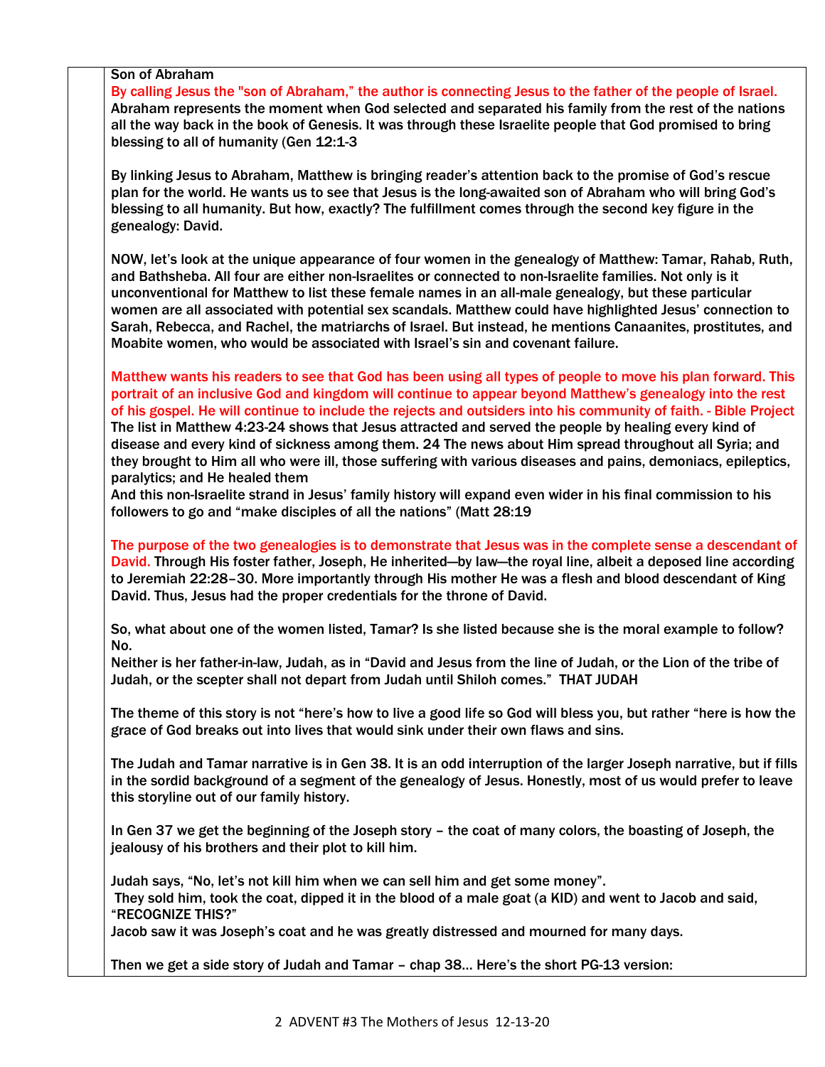Son of Abraham

By calling Jesus the "son of Abraham," the author is connecting Jesus to the father of the people of Israel. Abraham represents the moment when God selected and separated his family from the rest of the nations all the way back in the book of Genesis. It was through these Israelite people that God promised to bring blessing to all of humanity (Gen 12:1-3

By linking Jesus to Abraham, Matthew is bringing reader's attention back to the promise of God's rescue plan for the world. He wants us to see that Jesus is the long-awaited son of Abraham who will bring God's blessing to all humanity. But how, exactly? The fulfillment comes through the second key figure in the genealogy: David.

NOW, let's look at the unique appearance of four women in the genealogy of Matthew: Tamar, Rahab, Ruth, and Bathsheba. All four are either non-Israelites or connected to non-Israelite families. Not only is it unconventional for Matthew to list these female names in an all-male genealogy, but these particular women are all associated with potential sex scandals. Matthew could have highlighted Jesus' connection to Sarah, Rebecca, and Rachel, the matriarchs of Israel. But instead, he mentions Canaanites, prostitutes, and Moabite women, who would be associated with Israel's sin and covenant failure.

Matthew wants his readers to see that God has been using all types of people to move his plan forward. This portrait of an inclusive God and kingdom will continue to appear beyond Matthew's genealogy into the rest of his gospel. He will continue to include the rejects and outsiders into his community of faith. - Bible Project
The list in Matthew 4:23-24 shows that Jesus attracted and served the people by healing every kind of disease and every kind of sickness among them. 24 The news about Him spread throughout all Syria; and they brought to Him all who were ill, those suffering with various diseases and pains, demoniacs, epileptics, paralytics; and He healed them
And this non-Israelite strand in Jesus' family history will expand even wider in his final commission to his followers to go and "make disciples of all the nations" (Matt 28:19

The purpose of the two genealogies is to demonstrate that Jesus was in the complete sense a descendant of David. Through His foster father, Joseph, He inherited—by law—the royal line, albeit a deposed line according to Jeremiah 22:28–30. More importantly through His mother He was a flesh and blood descendant of King David. Thus, Jesus had the proper credentials for the throne of David.

So, what about one of the women listed, Tamar? Is she listed because she is the moral example to follow? No.
Neither is her father-in-law, Judah, as in "David and Jesus from the line of Judah, or the Lion of the tribe of Judah, or the scepter shall not depart from Judah until Shiloh comes." THAT JUDAH

The theme of this story is not "here's how to live a good life so God will bless you, but rather "here is how the grace of God breaks out into lives that would sink under their own flaws and sins.

The Judah and Tamar narrative is in Gen 38. It is an odd interruption of the larger Joseph narrative, but if fills in the sordid background of a segment of the genealogy of Jesus. Honestly, most of us would prefer to leave this storyline out of our family history.

In Gen 37 we get the beginning of the Joseph story – the coat of many colors, the boasting of Joseph, the jealousy of his brothers and their plot to kill him.

Judah says, "No, let's not kill him when we can sell him and get some money".
They sold him, took the coat, dipped it in the blood of a male goat (a KID) and went to Jacob and said, "RECOGNIZE THIS?"
Jacob saw it was Joseph's coat and he was greatly distressed and mourned for many days.

Then we get a side story of Judah and Tamar – chap 38… Here's the short PG-13 version: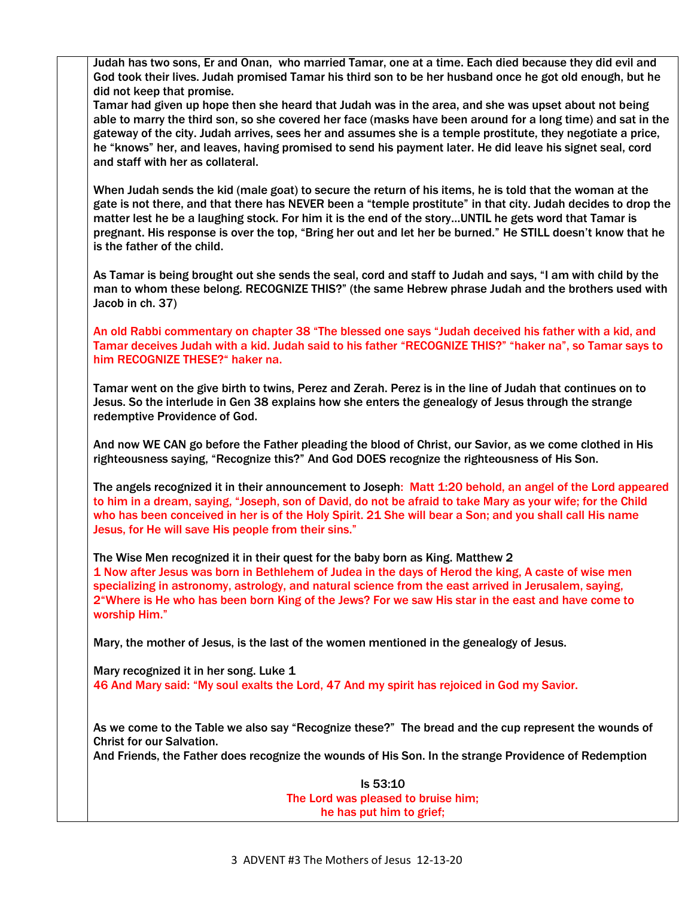Judah has two sons, Er and Onan, who married Tamar, one at a time. Each died because they did evil and God took their lives. Judah promised Tamar his third son to be her husband once he got old enough, but he did not keep that promise.
Tamar had given up hope then she heard that Judah was in the area, and she was upset about not being able to marry the third son, so she covered her face (masks have been around for a long time) and sat in the gateway of the city. Judah arrives, sees her and assumes she is a temple prostitute, they negotiate a price, he "knows" her, and leaves, having promised to send his payment later. He did leave his signet seal, cord and staff with her as collateral.

When Judah sends the kid (male goat) to secure the return of his items, he is told that the woman at the gate is not there, and that there has NEVER been a "temple prostitute" in that city. Judah decides to drop the matter lest he be a laughing stock. For him it is the end of the story…UNTIL he gets word that Tamar is pregnant. His response is over the top, "Bring her out and let her be burned." He STILL doesn't know that he is the father of the child.

As Tamar is being brought out she sends the seal, cord and staff to Judah and says, "I am with child by the man to whom these belong. RECOGNIZE THIS?" (the same Hebrew phrase Judah and the brothers used with Jacob in ch. 37)

An old Rabbi commentary on chapter 38 "The blessed one says "Judah deceived his father with a kid, and Tamar deceives Judah with a kid. Judah said to his father "RECOGNIZE THIS?" "haker na", so Tamar says to him RECOGNIZE THESE?" haker na.

Tamar went on the give birth to twins, Perez and Zerah. Perez is in the line of Judah that continues on to Jesus. So the interlude in Gen 38 explains how she enters the genealogy of Jesus through the strange redemptive Providence of God.

And now WE CAN go before the Father pleading the blood of Christ, our Savior, as we come clothed in His righteousness saying, "Recognize this?" And God DOES recognize the righteousness of His Son.

The angels recognized it in their announcement to Joseph: Matt 1:20 behold, an angel of the Lord appeared to him in a dream, saying, "Joseph, son of David, do not be afraid to take Mary as your wife; for the Child who has been conceived in her is of the Holy Spirit. 21 She will bear a Son; and you shall call His name Jesus, for He will save His people from their sins."

The Wise Men recognized it in their quest for the baby born as King. Matthew 2
1 Now after Jesus was born in Bethlehem of Judea in the days of Herod the king, A caste of wise men specializing in astronomy, astrology, and natural science from the east arrived in Jerusalem, saying, 2"Where is He who has been born King of the Jews? For we saw His star in the east and have come to worship Him."

Mary, the mother of Jesus, is the last of the women mentioned in the genealogy of Jesus.

Mary recognized it in her song. Luke 1
46 And Mary said: "My soul exalts the Lord, 47 And my spirit has rejoiced in God my Savior.

As we come to the Table we also say "Recognize these?" The bread and the cup represent the wounds of Christ for our Salvation.
And Friends, the Father does recognize the wounds of His Son. In the strange Providence of Redemption

Is 53:10
The Lord was pleased to bruise him;
he has put him to grief;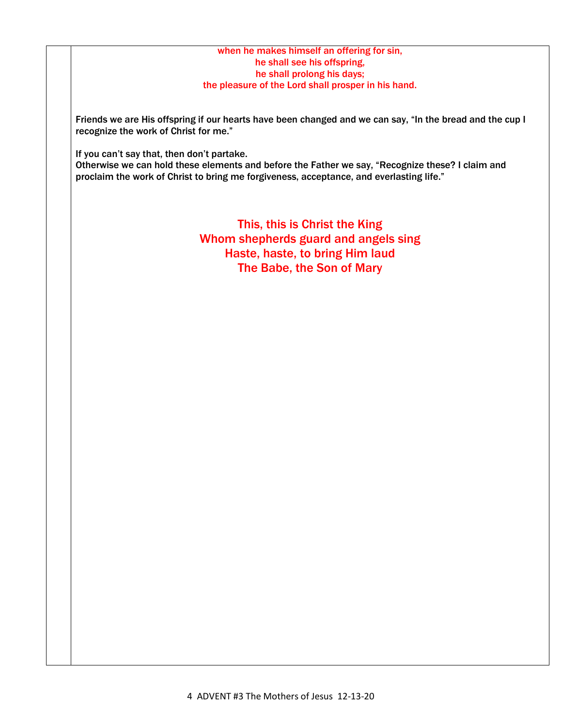when he makes himself an offering for sin,
he shall see his offspring,
he shall prolong his days;
the pleasure of the Lord shall prosper in his hand.

**Friends we are His offspring if our hearts have been changed and we can say, "In the bread and the cup I recognize the work of Christ for me."**

**If you can't say that, then don't partake.**
**Otherwise we can hold these elements and before the Father we say, "Recognize these? I claim and proclaim the work of Christ to bring me forgiveness, acceptance, and everlasting life."**

This, this is Christ the King
Whom shepherds guard and angels sing
Haste, haste, to bring Him laud
The Babe, the Son of Mary